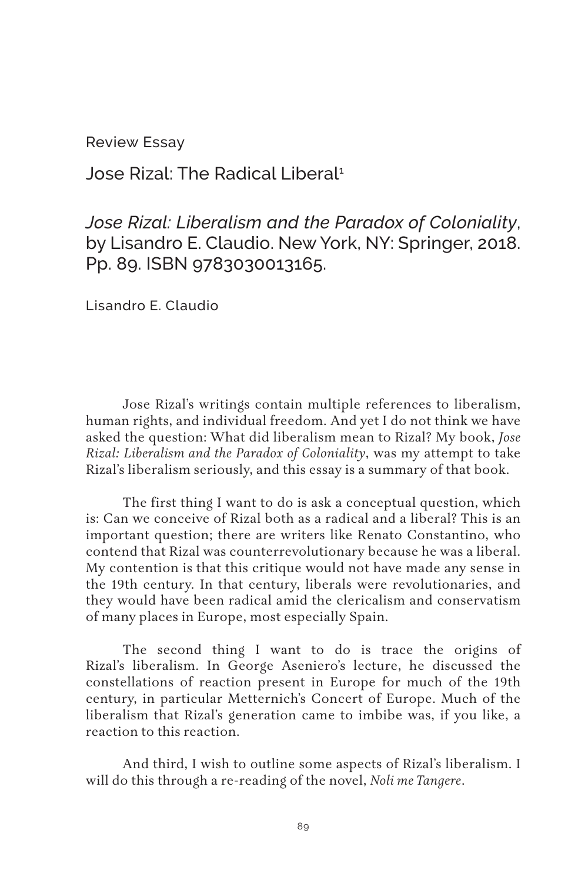Review Essay

# Jose Rizal: The Radical Liberal[1]

## *Jose Rizal: Liberalism and the Paradox of Coloniality*, by Lisandro E. Claudio. New York, NY: Springer, 2018. Pp. 89. ISBN 9783030013165.

Lisandro E. Claudio

Jose Rizal's writings contain multiple references to liberalism, human rights, and individual freedom. And yet I do not think we have asked the question: What did liberalism mean to Rizal? My book, *Jose Rizal: Liberalism and the Paradox of Coloniality*, was my attempt to take Rizal's liberalism seriously, and this essay is a summary of that book.

The first thing I want to do is ask a conceptual question, which is: Can we conceive of Rizal both as a radical and a liberal? This is an important question; there are writers like Renato Constantino, who contend that Rizal was counterrevolutionary because he was a liberal. My contention is that this critique would not have made any sense in the 19th century. In that century, liberals were revolutionaries, and they would have been radical amid the clericalism and conservatism of many places in Europe, most especially Spain.

The second thing I want to do is trace the origins of Rizal's liberalism. In George Aseniero's lecture, he discussed the constellations of reaction present in Europe for much of the 19th century, in particular Metternich's Concert of Europe. Much of the liberalism that Rizal's generation came to imbibe was, if you like, a reaction to this reaction.

And third, I wish to outline some aspects of Rizal's liberalism. I will do this through a re-reading of the novel, *Noli me Tangere*.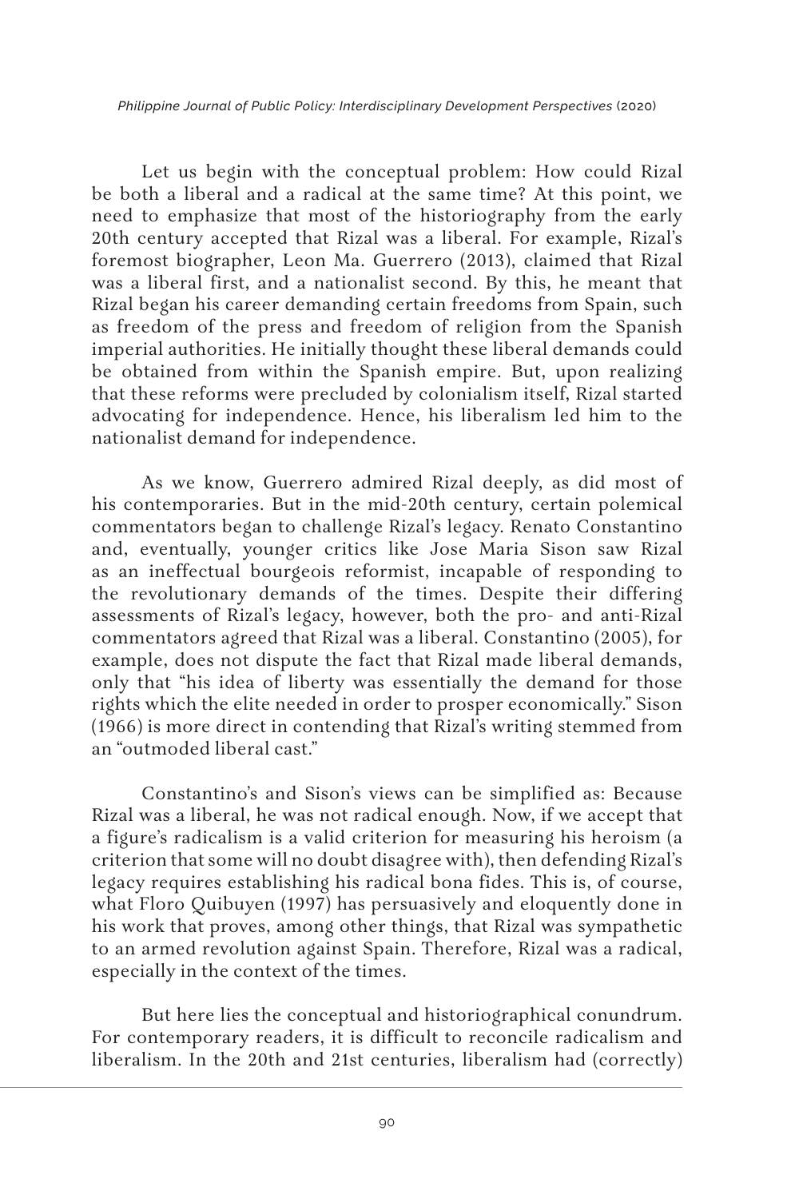Let us begin with the conceptual problem: How could Rizal be both a liberal and a radical at the same time? At this point, we need to emphasize that most of the historiography from the early 20th century accepted that Rizal was a liberal. For example, Rizal's foremost biographer, Leon Ma. Guerrero (2013), claimed that Rizal was a liberal first, and a nationalist second. By this, he meant that Rizal began his career demanding certain freedoms from Spain, such as freedom of the press and freedom of religion from the Spanish imperial authorities. He initially thought these liberal demands could be obtained from within the Spanish empire. But, upon realizing that these reforms were precluded by colonialism itself, Rizal started advocating for independence. Hence, his liberalism led him to the nationalist demand for independence.

As we know, Guerrero admired Rizal deeply, as did most of his contemporaries. But in the mid-20th century, certain polemical commentators began to challenge Rizal's legacy. Renato Constantino and, eventually, younger critics like Jose Maria Sison saw Rizal as an ineffectual bourgeois reformist, incapable of responding to the revolutionary demands of the times. Despite their differing assessments of Rizal's legacy, however, both the pro- and anti-Rizal commentators agreed that Rizal was a liberal. Constantino (2005), for example, does not dispute the fact that Rizal made liberal demands, only that "his idea of liberty was essentially the demand for those rights which the elite needed in order to prosper economically." Sison (1966) is more direct in contending that Rizal's writing stemmed from an "outmoded liberal cast."

Constantino's and Sison's views can be simplified as: Because Rizal was a liberal, he was not radical enough. Now, if we accept that a figure's radicalism is a valid criterion for measuring his heroism (a criterion that some will no doubt disagree with), then defending Rizal's legacy requires establishing his radical bona fides. This is, of course, what Floro Quibuyen (1997) has persuasively and eloquently done in his work that proves, among other things, that Rizal was sympathetic to an armed revolution against Spain. Therefore, Rizal was a radical, especially in the context of the times.

But here lies the conceptual and historiographical conundrum. For contemporary readers, it is difficult to reconcile radicalism and liberalism. In the 20th and 21st centuries, liberalism had (correctly)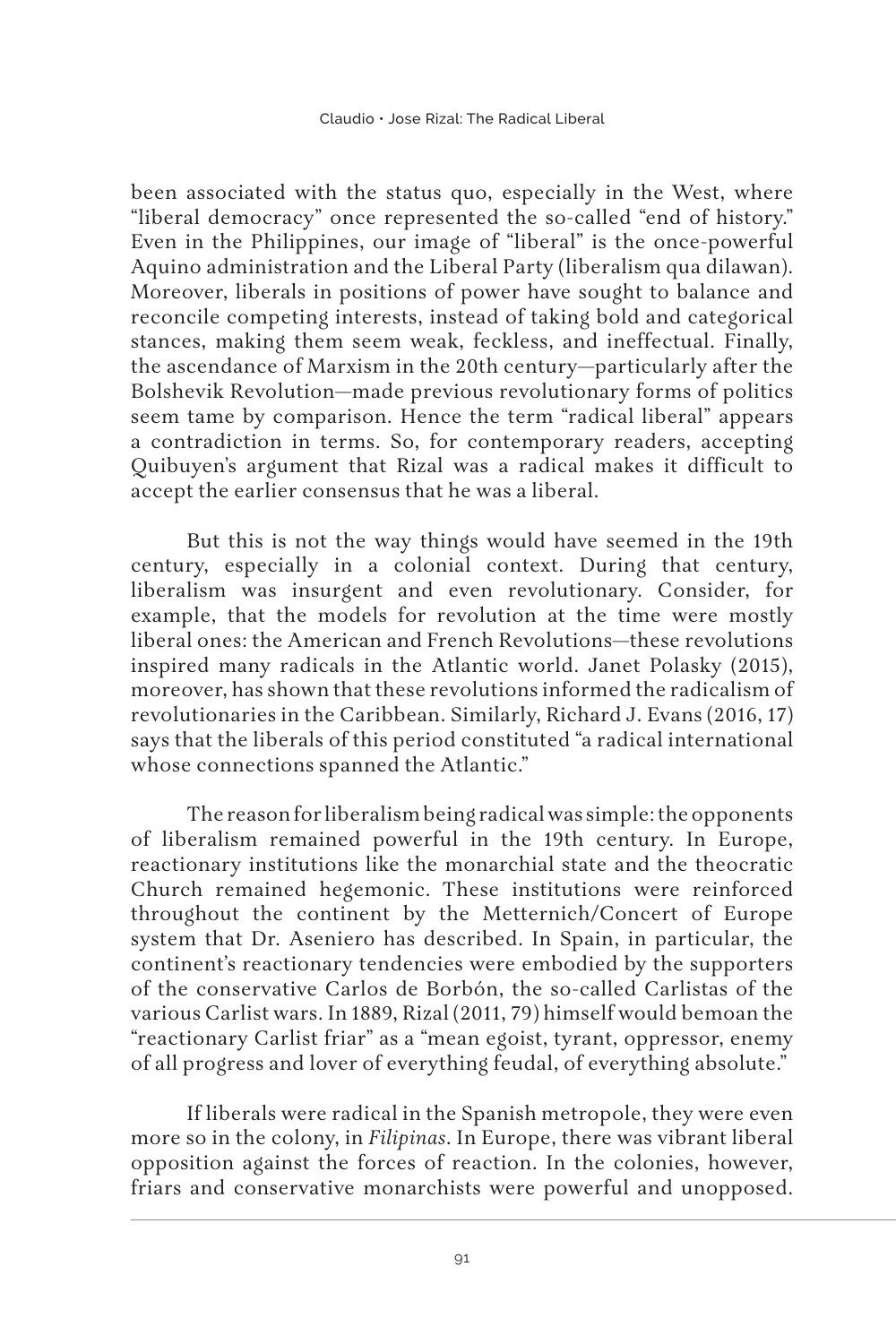been associated with the status quo, especially in the West, where "liberal democracy" once represented the so-called "end of history." Even in the Philippines, our image of "liberal" is the once-powerful Aquino administration and the Liberal Party (liberalism qua dilawan). Moreover, liberals in positions of power have sought to balance and reconcile competing interests, instead of taking bold and categorical stances, making them seem weak, feckless, and ineffectual. Finally, the ascendance of Marxism in the 20th century—particularly after the Bolshevik Revolution—made previous revolutionary forms of politics seem tame by comparison. Hence the term "radical liberal" appears a contradiction in terms. So, for contemporary readers, accepting Quibuyen's argument that Rizal was a radical makes it difficult to accept the earlier consensus that he was a liberal.

But this is not the way things would have seemed in the 19th century, especially in a colonial context. During that century, liberalism was insurgent and even revolutionary. Consider, for example, that the models for revolution at the time were mostly liberal ones: the American and French Revolutions—these revolutions inspired many radicals in the Atlantic world. Janet Polasky (2015), moreover, has shown that these revolutions informed the radicalism of revolutionaries in the Caribbean. Similarly, Richard J. Evans (2016, 17) says that the liberals of this period constituted "a radical international whose connections spanned the Atlantic."

The reason for liberalism being radical was simple: the opponents of liberalism remained powerful in the 19th century. In Europe, reactionary institutions like the monarchial state and the theocratic Church remained hegemonic. These institutions were reinforced throughout the continent by the Metternich/Concert of Europe system that Dr. Aseniero has described. In Spain, in particular, the continent's reactionary tendencies were embodied by the supporters of the conservative Carlos de Borbón, the so-called Carlistas of the various Carlist wars. In 1889, Rizal (2011, 79) himself would bemoan the "reactionary Carlist friar" as a "mean egoist, tyrant, oppressor, enemy of all progress and lover of everything feudal, of everything absolute."

If liberals were radical in the Spanish metropole, they were even more so in the colony, in *Filipinas*. In Europe, there was vibrant liberal opposition against the forces of reaction. In the colonies, however, friars and conservative monarchists were powerful and unopposed.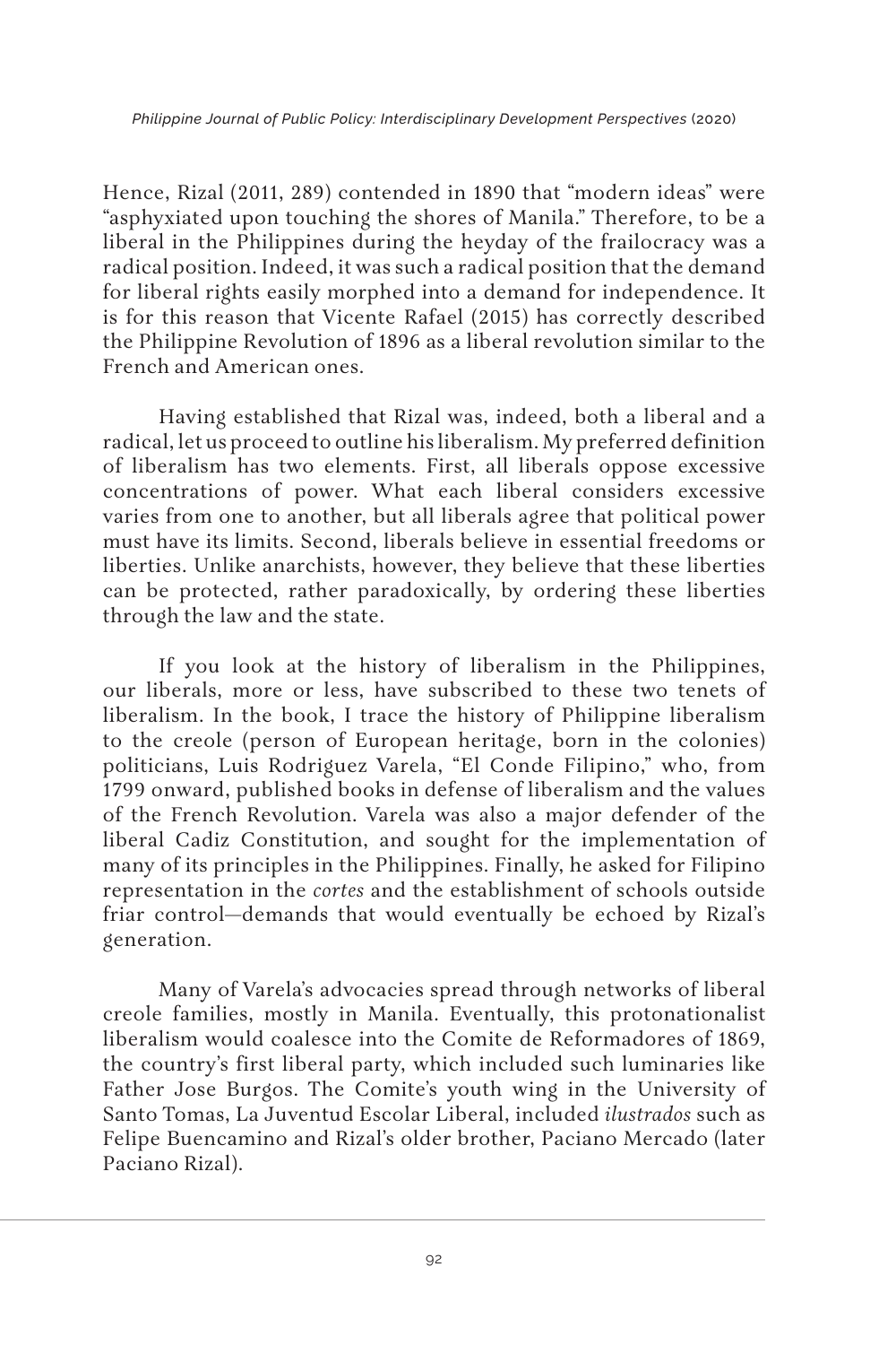Hence, Rizal (2011, 289) contended in 1890 that "modern ideas" were "asphyxiated upon touching the shores of Manila." Therefore, to be a liberal in the Philippines during the heyday of the frailocracy was a radical position. Indeed, it was such a radical position that the demand for liberal rights easily morphed into a demand for independence. It is for this reason that Vicente Rafael (2015) has correctly described the Philippine Revolution of 1896 as a liberal revolution similar to the French and American ones.

Having established that Rizal was, indeed, both a liberal and a radical, let us proceed to outline his liberalism. My preferred definition of liberalism has two elements. First, all liberals oppose excessive concentrations of power. What each liberal considers excessive varies from one to another, but all liberals agree that political power must have its limits. Second, liberals believe in essential freedoms or liberties. Unlike anarchists, however, they believe that these liberties can be protected, rather paradoxically, by ordering these liberties through the law and the state.

If you look at the history of liberalism in the Philippines, our liberals, more or less, have subscribed to these two tenets of liberalism. In the book, I trace the history of Philippine liberalism to the creole (person of European heritage, born in the colonies) politicians, Luis Rodriguez Varela, "El Conde Filipino," who, from 1799 onward, published books in defense of liberalism and the values of the French Revolution. Varela was also a major defender of the liberal Cadiz Constitution, and sought for the implementation of many of its principles in the Philippines. Finally, he asked for Filipino representation in the *cortes* and the establishment of schools outside friar control—demands that would eventually be echoed by Rizal's generation.

Many of Varela's advocacies spread through networks of liberal creole families, mostly in Manila. Eventually, this protonationalist liberalism would coalesce into the Comite de Reformadores of 1869, the country's first liberal party, which included such luminaries like Father Jose Burgos. The Comite's youth wing in the University of Santo Tomas, La Juventud Escolar Liberal, included *ilustrados* such as Felipe Buencamino and Rizal's older brother, Paciano Mercado (later Paciano Rizal).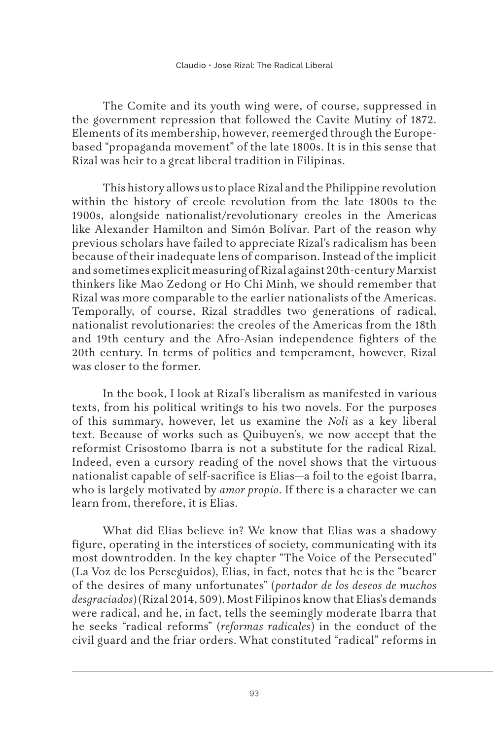The Comite and its youth wing were, of course, suppressed in the government repression that followed the Cavite Mutiny of 1872. Elements of its membership, however, reemerged through the Europe-based "propaganda movement" of the late 1800s. It is in this sense that Rizal was heir to a great liberal tradition in Filipinas.

This history allows us to place Rizal and the Philippine revolution within the history of creole revolution from the late 1800s to the 1900s, alongside nationalist/revolutionary creoles in the Americas like Alexander Hamilton and Simón Bolívar. Part of the reason why previous scholars have failed to appreciate Rizal's radicalism has been because of their inadequate lens of comparison. Instead of the implicit and sometimes explicit measuring of Rizal against 20th-century Marxist thinkers like Mao Zedong or Ho Chi Minh, we should remember that Rizal was more comparable to the earlier nationalists of the Americas. Temporally, of course, Rizal straddles two generations of radical, nationalist revolutionaries: the creoles of the Americas from the 18th and 19th century and the Afro-Asian independence fighters of the 20th century. In terms of politics and temperament, however, Rizal was closer to the former.

In the book, I look at Rizal's liberalism as manifested in various texts, from his political writings to his two novels. For the purposes of this summary, however, let us examine the *Noli* as a key liberal text. Because of works such as Quibuyen's, we now accept that the reformist Crisostomo Ibarra is not a substitute for the radical Rizal. Indeed, even a cursory reading of the novel shows that the virtuous nationalist capable of self-sacrifice is Elias—a foil to the egoist Ibarra, who is largely motivated by *amor propio*. If there is a character we can learn from, therefore, it is Elias.

What did Elias believe in? We know that Elias was a shadowy figure, operating in the interstices of society, communicating with its most downtrodden. In the key chapter "The Voice of the Persecuted" (La Voz de los Perseguidos), Elias, in fact, notes that he is the "bearer of the desires of many unfortunates" (*portador de los deseos de muchos desgraciados*) (Rizal 2014, 509). Most Filipinos know that Elias's demands were radical, and he, in fact, tells the seemingly moderate Ibarra that he seeks "radical reforms" (*reformas radicales*) in the conduct of the civil guard and the friar orders. What constituted "radical" reforms in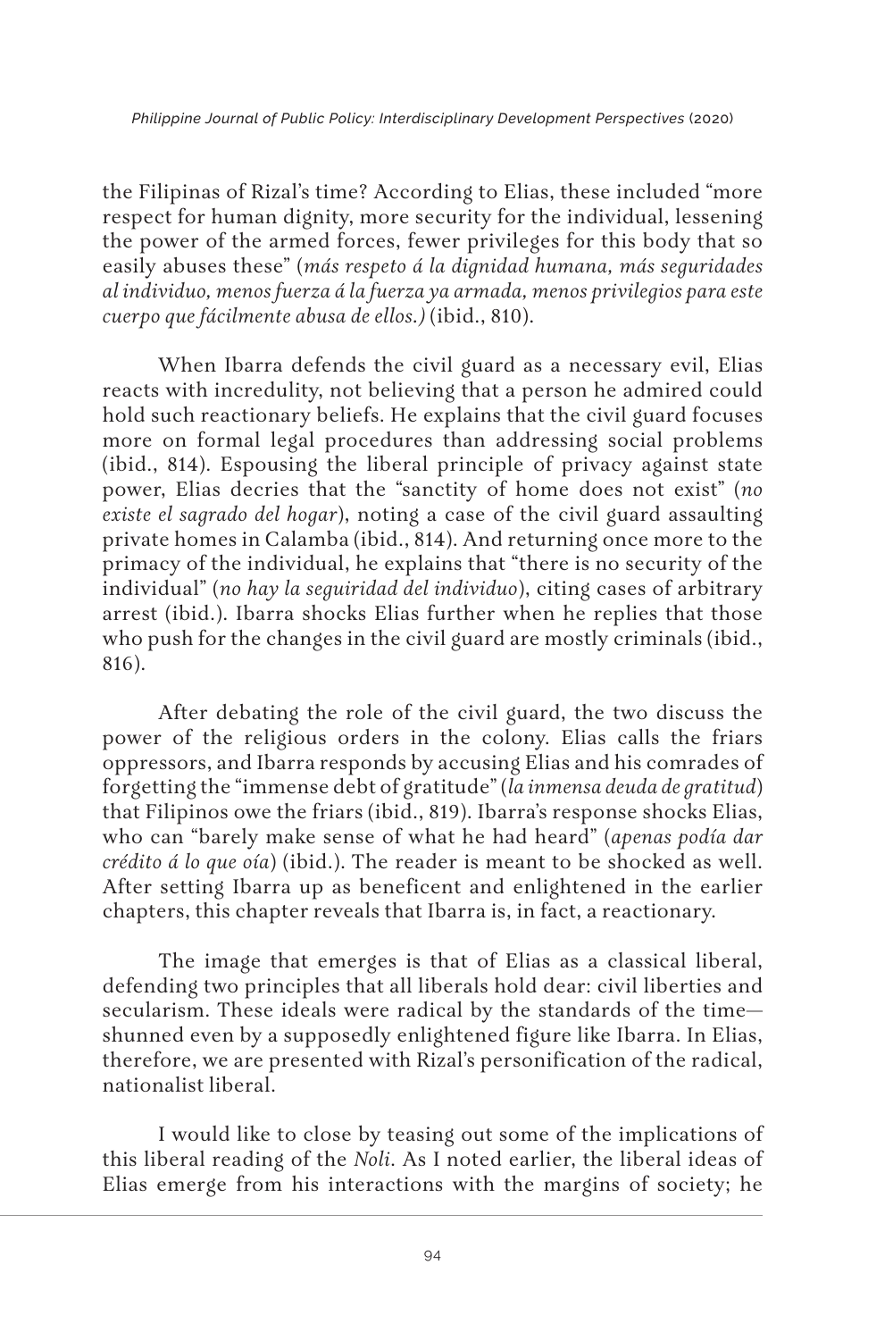the Filipinas of Rizal's time? According to Elias, these included "more respect for human dignity, more security for the individual, lessening the power of the armed forces, fewer privileges for this body that so easily abuses these" (*más respeto á la dignidad humana, más seguridades al individuo, menos fuerza á la fuerza ya armada, menos privilegios para este cuerpo que fácilmente abusa de ellos.)* (ibid., 810).

When Ibarra defends the civil guard as a necessary evil, Elias reacts with incredulity, not believing that a person he admired could hold such reactionary beliefs. He explains that the civil guard focuses more on formal legal procedures than addressing social problems (ibid., 814). Espousing the liberal principle of privacy against state power, Elias decries that the "sanctity of home does not exist" (*no existe el sagrado del hogar*), noting a case of the civil guard assaulting private homes in Calamba (ibid., 814). And returning once more to the primacy of the individual, he explains that "there is no security of the individual" (*no hay la seguiridad del individuo*), citing cases of arbitrary arrest (ibid.). Ibarra shocks Elias further when he replies that those who push for the changes in the civil guard are mostly criminals (ibid., 816).

After debating the role of the civil guard, the two discuss the power of the religious orders in the colony. Elias calls the friars oppressors, and Ibarra responds by accusing Elias and his comrades of forgetting the "immense debt of gratitude" (*la inmensa deuda de gratitud*) that Filipinos owe the friars (ibid., 819). Ibarra's response shocks Elias, who can "barely make sense of what he had heard" (*apenas podía dar crédito á lo que oía*) (ibid.). The reader is meant to be shocked as well. After setting Ibarra up as beneficent and enlightened in the earlier chapters, this chapter reveals that Ibarra is, in fact, a reactionary.

The image that emerges is that of Elias as a classical liberal, defending two principles that all liberals hold dear: civil liberties and secularism. These ideals were radical by the standards of the time—shunned even by a supposedly enlightened figure like Ibarra. In Elias, therefore, we are presented with Rizal's personification of the radical, nationalist liberal.

I would like to close by teasing out some of the implications of this liberal reading of the *Noli*. As I noted earlier, the liberal ideas of Elias emerge from his interactions with the margins of society; he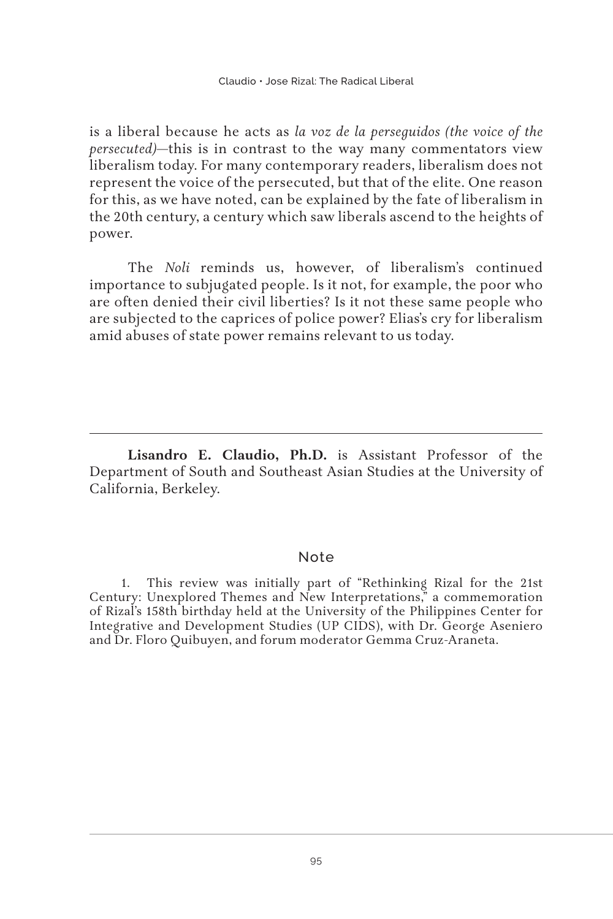is a liberal because he acts as *la voz de la perseguidos (the voice of the persecuted)*—this is in contrast to the way many commentators view liberalism today. For many contemporary readers, liberalism does not represent the voice of the persecuted, but that of the elite. One reason for this, as we have noted, can be explained by the fate of liberalism in the 20th century, a century which saw liberals ascend to the heights of power.

The *Noli* reminds us, however, of liberalism's continued importance to subjugated people. Is it not, for example, the poor who are often denied their civil liberties? Is it not these same people who are subjected to the caprices of police power? Elias's cry for liberalism amid abuses of state power remains relevant to us today.

---

**Lisandro E. Claudio, Ph.D.** is Assistant Professor of the Department of South and Southeast Asian Studies at the University of California, Berkeley.

## Note

1. This review was initially part of "Rethinking Rizal for the 21st Century: Unexplored Themes and New Interpretations," a commemoration of Rizal's 158th birthday held at the University of the Philippines Center for Integrative and Development Studies (UP CIDS), with Dr. George Aseniero and Dr. Floro Quibuyen, and forum moderator Gemma Cruz-Araneta.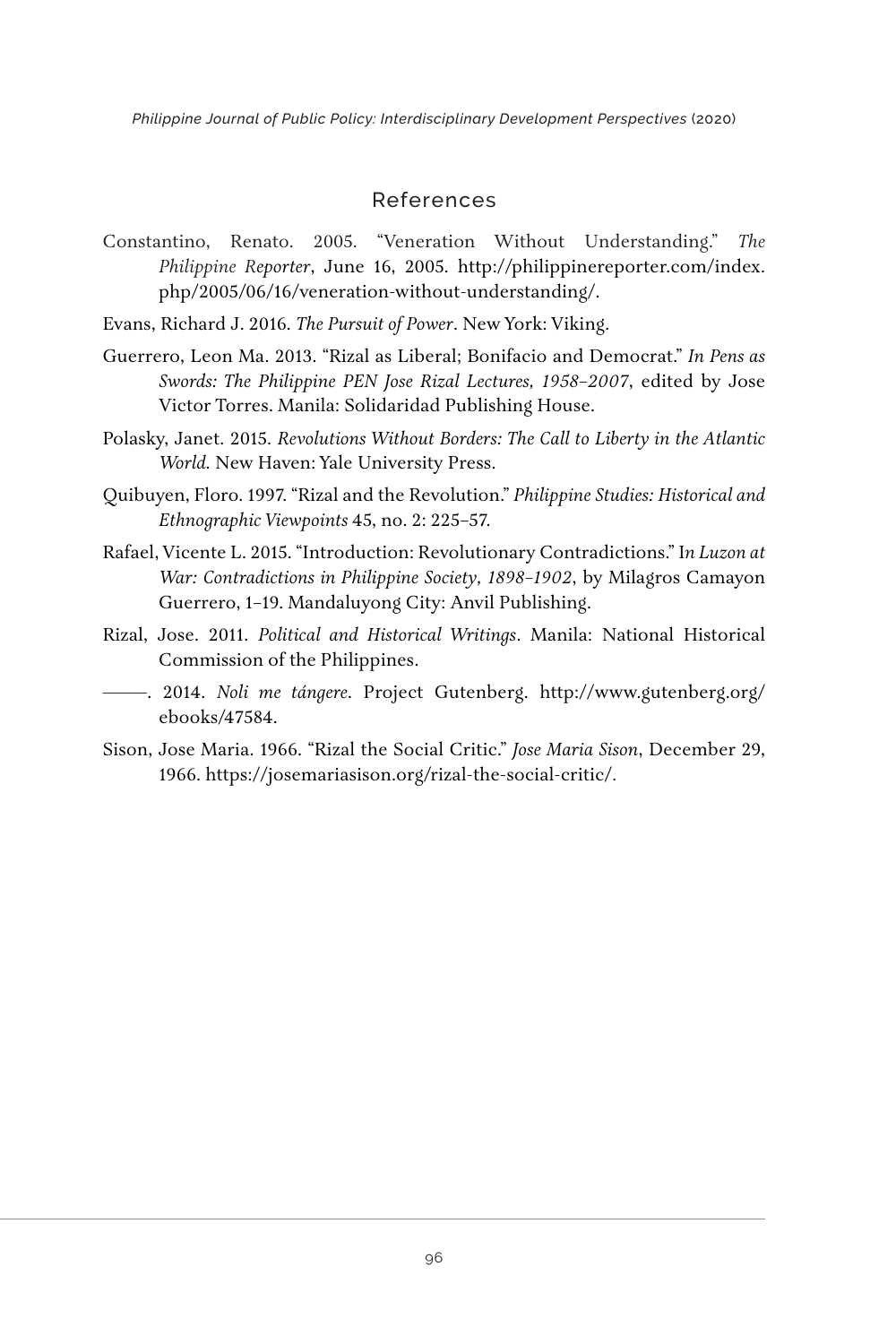## References

Constantino, Renato. 2005. "Veneration Without Understanding." *The Philippine Reporter*, June 16, 2005. http://philippinereporter.com/index.php/2005/06/16/veneration-without-understanding/.

Evans, Richard J. 2016. *The Pursuit of Power*. New York: Viking.

Guerrero, Leon Ma. 2013. "Rizal as Liberal; Bonifacio and Democrat." *In Pens as Swords: The Philippine PEN Jose Rizal Lectures, 1958–2007*, edited by Jose Victor Torres. Manila: Solidaridad Publishing House.

Polasky, Janet. 2015. *Revolutions Without Borders: The Call to Liberty in the Atlantic World.* New Haven: Yale University Press.

Quibuyen, Floro. 1997. "Rizal and the Revolution." *Philippine Studies: Historical and Ethnographic Viewpoints* 45, no. 2: 225–57.

Rafael, Vicente L. 2015. "Introduction: Revolutionary Contradictions." I*n Luzon at War: Contradictions in Philippine Society, 1898–1902*, by Milagros Camayon Guerrero, 1–19. Mandaluyong City: Anvil Publishing.

Rizal, Jose. 2011. *Political and Historical Writings*. Manila: National Historical Commission of the Philippines.

———. 2014. *Noli me tángere*. Project Gutenberg. http://www.gutenberg.org/ebooks/47584.

Sison, Jose Maria. 1966. "Rizal the Social Critic." *Jose Maria Sison*, December 29, 1966. https://josemariasison.org/rizal-the-social-critic/.